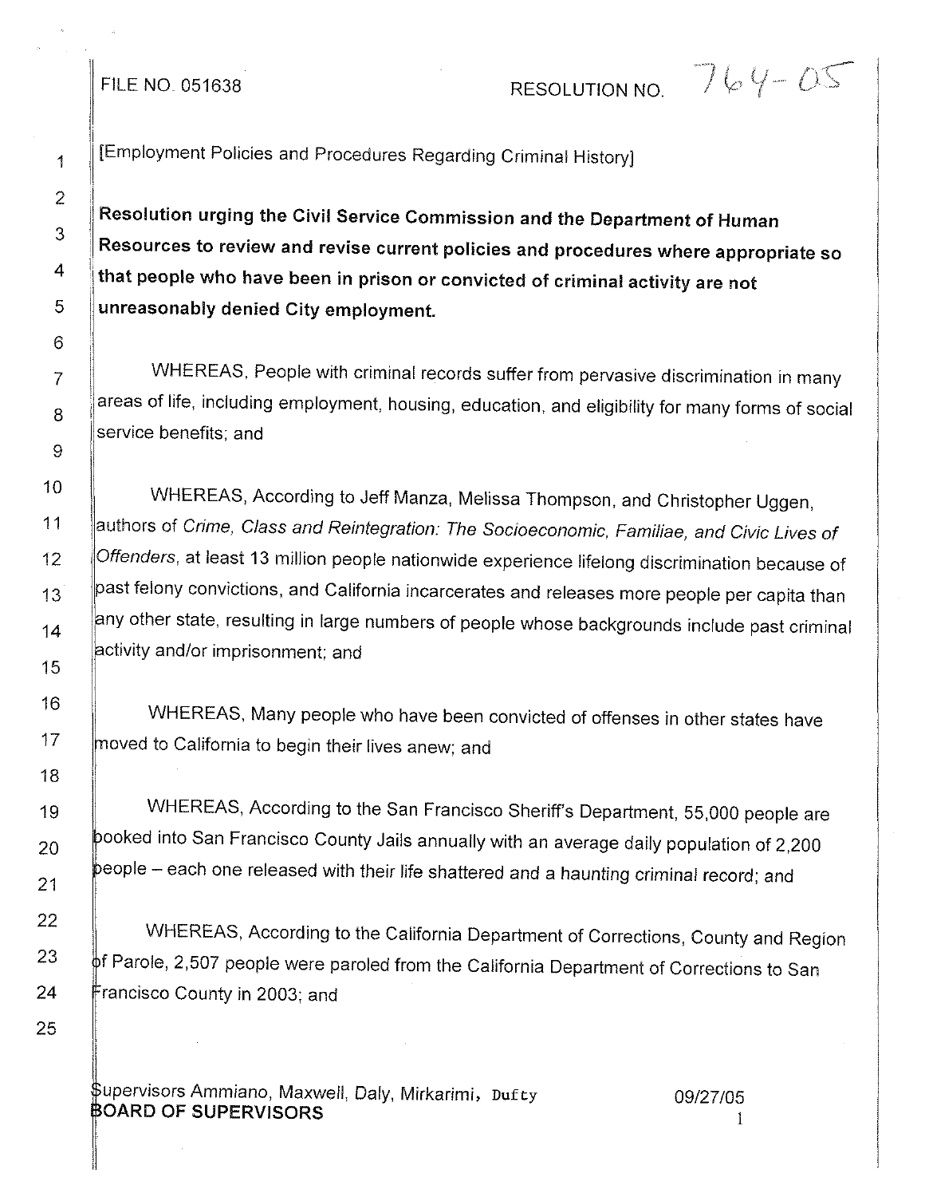FILE NO. 051638 RESOLUTION NO. 764-05

[Employment Policies and Procedures Regarding Criminal History]

**Resolution urging the Civil Service Commission and the Department of Human Resources to review and revise current policies and procedures where appropriate so that people who have been in prison or convicted of criminal activity are not unreasonably denied City employment.**

WHEREAS, People with criminal records suffer from pervasive discrimination in many areas of life, including employment, housing, education, and eligibility for many forms of social service benefits; and

WHEREAS, According to Jeff Manza, Melissa Thompson, and Christopher Uggen, authors of *Crime, Class and Reintegration: The Socioeconomic, Familiae, and Civic Lives of Offenders*, at least 13 million people nationwide experience lifelong discrimination because of past felony convictions, and California incarcerates and releases more people per capita than any other state, resulting in large numbers of people whose backgrounds include past criminal activity and/or imprisonment; and

WHEREAS, Many people who have been convicted of offenses in other states have moved to California to begin their lives anew; and

WHEREAS, According to the San Francisco Sheriff's Department, 55,000 people are booked into San Francisco County Jails annually with an average daily population of 2,200 people – each one released with their life shattered and a haunting criminal record; and

WHEREAS, According to the California Department of Corrections, County and Region of Parole, 2,507 people were paroled from the California Department of Corrections to San Francisco County in 2003; and

Supervisors Ammiano, Maxwell, Daly, Mirkarimi, Dufty
**BOARD OF SUPERVISORS** 09/27/05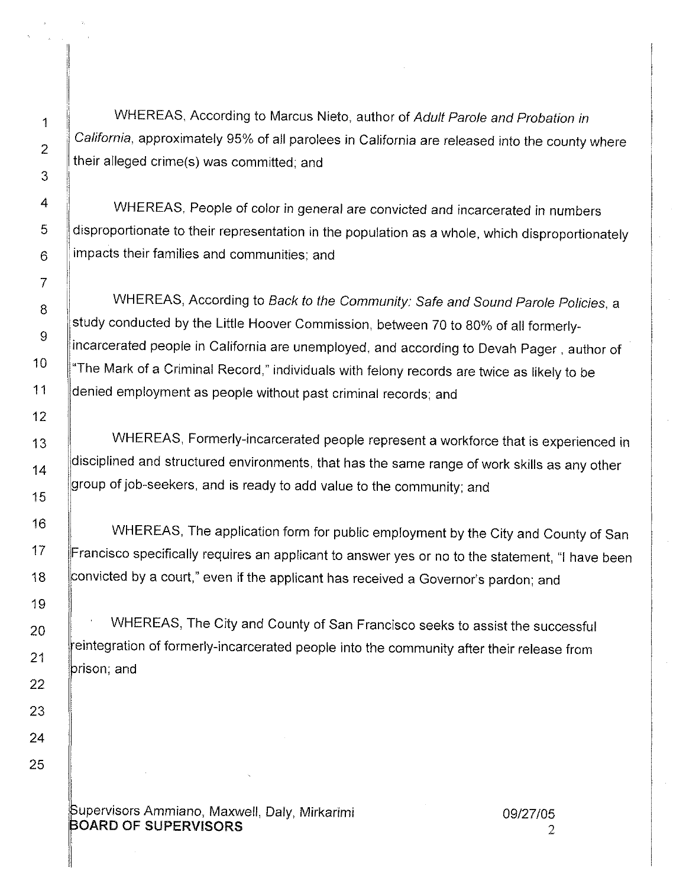WHEREAS, According to Marcus Nieto, author of *Adult Parole and Probation in California*, approximately 95% of all parolees in California are released into the county where their alleged crime(s) was committed; and

WHEREAS, People of color in general are convicted and incarcerated in numbers disproportionate to their representation in the population as a whole, which disproportionately impacts their families and communities; and

WHEREAS, According to *Back to the Community: Safe and Sound Parole Policies*, a study conducted by the Little Hoover Commission, between 70 to 80% of all formerly-incarcerated people in California are unemployed, and according to Devah Pager , author of "The Mark of a Criminal Record," individuals with felony records are twice as likely to be denied employment as people without past criminal records; and

WHEREAS, Formerly-incarcerated people represent a workforce that is experienced in disciplined and structured environments, that has the same range of work skills as any other group of job-seekers, and is ready to add value to the community; and

WHEREAS, The application form for public employment by the City and County of San Francisco specifically requires an applicant to answer yes or no to the statement, "I have been convicted by a court," even if the applicant has received a Governor's pardon; and

WHEREAS, The City and County of San Francisco seeks to assist the successful reintegration of formerly-incarcerated people into the community after their release from prison; and

Supervisors Ammiano, Maxwell, Daly, Mirkarimi 09/27/05
**BOARD OF SUPERVISORS**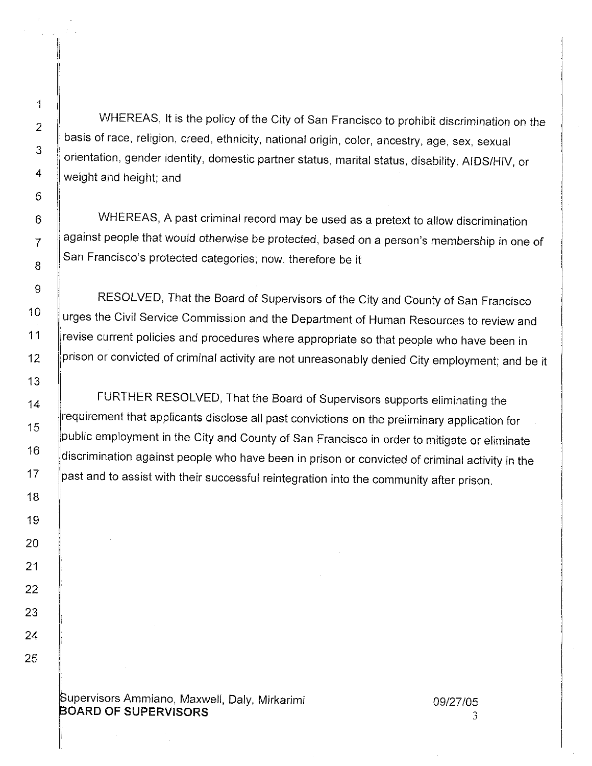WHEREAS, It is the policy of the City of San Francisco to prohibit discrimination on the basis of race, religion, creed, ethnicity, national origin, color, ancestry, age, sex, sexual orientation, gender identity, domestic partner status, marital status, disability, AIDS/HIV, or weight and height; and

WHEREAS, A past criminal record may be used as a pretext to allow discrimination against people that would otherwise be protected, based on a person's membership in one of San Francisco's protected categories; now, therefore be it

RESOLVED, That the Board of Supervisors of the City and County of San Francisco urges the Civil Service Commission and the Department of Human Resources to review and revise current policies and procedures where appropriate so that people who have been in prison or convicted of criminal activity are not unreasonably denied City employment; and be it

FURTHER RESOLVED, That the Board of Supervisors supports eliminating the requirement that applicants disclose all past convictions on the preliminary application for public employment in the City and County of San Francisco in order to mitigate or eliminate discrimination against people who have been in prison or convicted of criminal activity in the past and to assist with their successful reintegration into the community after prison.

Supervisors Ammiano, Maxwell, Daly, Mirkarimi
**BOARD OF SUPERVISORS**

09/27/05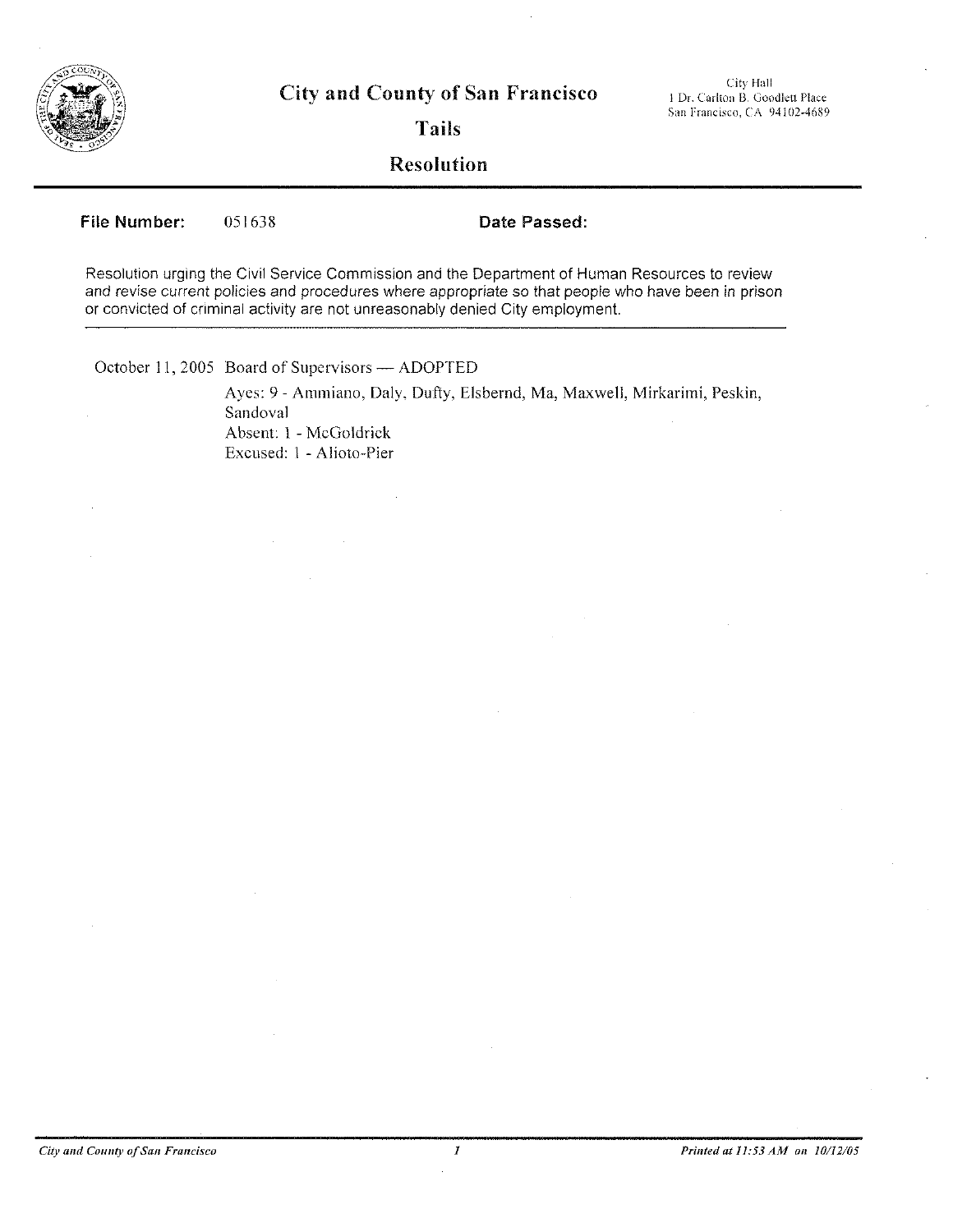# City and County of San Francisco

City Hall
1 Dr. Carlton B. Goodlett Place
San Francisco, CA 94102-4689

## Tails

## Resolution

**File Number:** 051638 **Date Passed:**

Resolution urging the Civil Service Commission and the Department of Human Resources to review and revise current policies and procedures where appropriate so that people who have been in prison or convicted of criminal activity are not unreasonably denied City employment.

October 11, 2005 Board of Supervisors — ADOPTED

Ayes: 9 - Ammiano, Daly, Dufty, Elsbernd, Ma, Maxwell, Mirkarimi, Peskin, Sandoval
Absent: 1 - McGoldrick
Excused: 1 - Alioto-Pier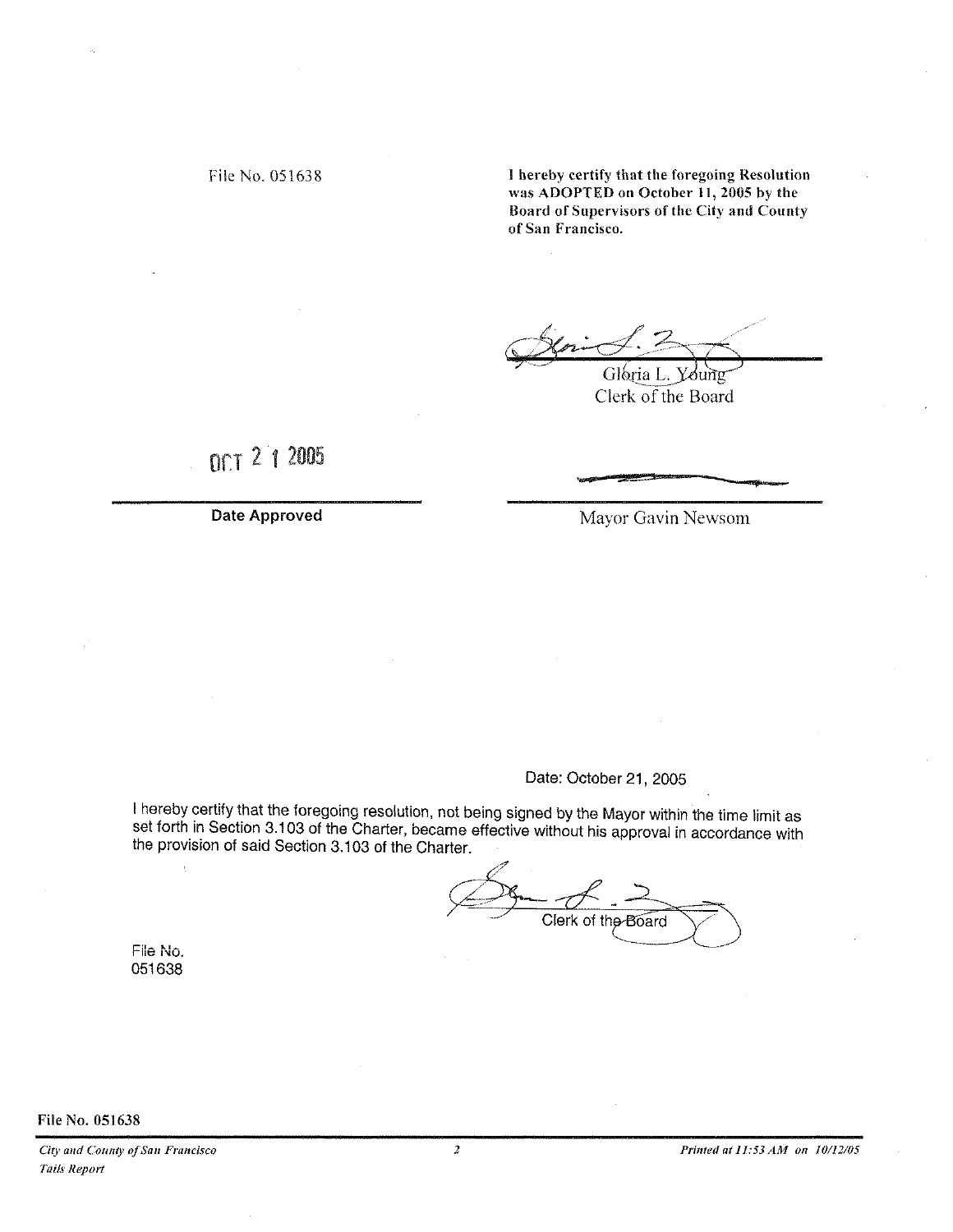File No. 051638

**I hereby certify that the foregoing Resolution was ADOPTED on October 11, 2005 by the Board of Supervisors of the City and County of San Francisco.**

Gloria L. Young
Clerk of the Board

OCT 2 1 2005

**Date Approved**

Mayor Gavin Newsom

Date: October 21, 2005

I hereby certify that the foregoing resolution, not being signed by the Mayor within the time limit as set forth in Section 3.103 of the Charter, became effective without his approval in accordance with the provision of said Section 3.103 of the Charter.

Clerk of the Board

File No.
051638

**File No. 051638**

*City and County of San Francisco*
*Tails Report*

***Printed at 11:53 AM on 10/12/05***